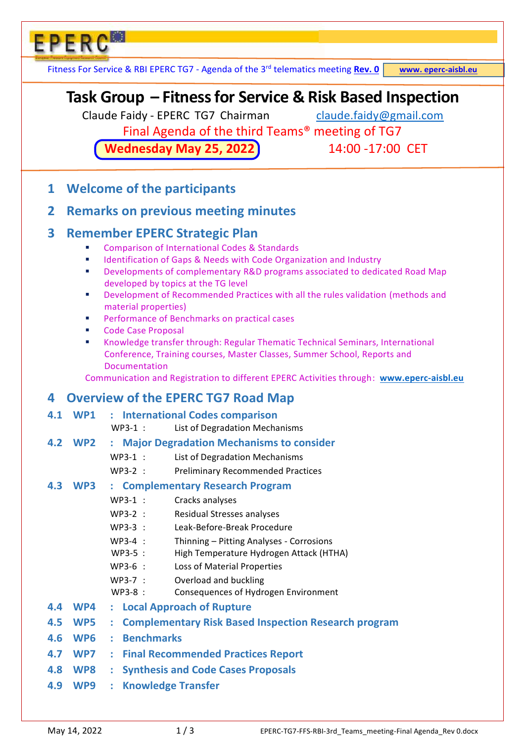Fitness For Service & RBI EPERC TG7 - Agenda of the 3rd telematics meeting **Rev. 0** | **www. eperc-aisbl.eu**

# Task Group – Fitness for Service & Risk Based Inspection

Claude Faidy - EPERC TG7 Chairman claude.faidy@gmail.com

Final Agenda of the third Teams® meeting of TG7

**Wednesday May 25, 2022** 14:00 -17:00 CET

## 1 Welcome of the participants

## 2 Remarks on previous meeting minutes

## 3 Remember EPERC Strategic Plan

- Comparison of International Codes & Standards
- Identification of Gaps & Needs with Code Organization and Industry
- Developments of complementary R&D programs associated to dedicated Road Map developed by topics at the TG level
- Development of Recommended Practices with all the rules validation (methods and material properties)
- Performance of Benchmarks on practical cases
- Code Case Proposal
- Knowledge transfer through: Regular Thematic Technical Seminars, International Conference, Training courses, Master Classes, Summer School, Reports and Documentation

Communication and Registration to different EPERC Activities through: **www.eperc-aisbl.eu**

## 4 Overview of the EPERC TG7 Road Map

### 4.1 WP1 : International Codes comparison

WP3-1 : List of Degradation Mechanisms

### 4.2 WP2 : Major Degradation Mechanisms to consider

WP3-1 : List of Degradation Mechanisms

WP3-2 : Preliminary Recommended Practices

### 4.3 WP3 : Complementary Research Program

WP3-1 : Cracks analyses

WP3-2 : Residual Stresses analyses

WP3-3 : Leak-Before-Break Procedure

WP3-4 : Thinning – Pitting Analyses - Corrosions

WP3-5 : High Temperature Hydrogen Attack (HTHA)

WP3-6 : Loss of Material Properties

WP3-7 : Overload and buckling

WP3-8 : Consequences of Hydrogen Environment

### 4.4 WP4 : Local Approach of Rupture

### 4.5 WP5 : Complementary Risk Based Inspection Research program

### 4.6 WP6 : Benchmarks

### 4.7 WP7 : Final Recommended Practices Report

### 4.8 WP8 : Synthesis and Code Cases Proposals

### 4.9 WP9 : Knowledge Transfer

May 14, 2022 EPERC-TG7-FFS-RBI-3rd_Teams_meeting-Final Agenda_Rev 0.docx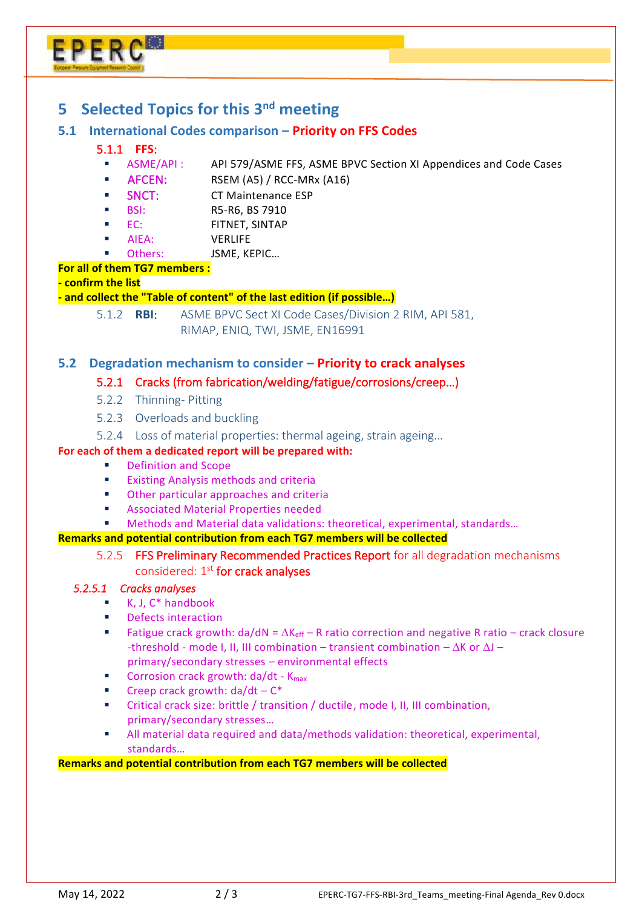# 5 Selected Topics for this 3rd meeting

## 5.1 International Codes comparison – Priority on FFS Codes

### 5.1.1 FFS:

- ASME/API : API 579/ASME FFS, ASME BPVC Section XI Appendices and Code Cases
- AFCEN: RSEM (A5) / RCC-MRx (A16)
- SNCT: CT Maintenance ESP
- BSI: R5-R6, BS 7910
- EC: FITNET, SINTAP
- AIEA: VERLIFE
- Others: JSME, KEPIC…

**For all of them TG7 members :**
**- confirm the list**
**- and collect the "Table of content" of the last edition (if possible…)**

### 5.1.2 RBI:

ASME BPVC Sect XI Code Cases/Division 2 RIM, API 581, RIMAP, ENIQ, TWI, JSME, EN16991

## 5.2 Degradation mechanism to consider – Priority to crack analyses

### 5.2.1 Cracks (from fabrication/welding/fatigue/corrosions/creep…)

### 5.2.2 Thinning- Pitting

### 5.2.3 Overloads and buckling

### 5.2.4 Loss of material properties: thermal ageing, strain ageing…

**For each of them a dedicated report will be prepared with:**

- Definition and Scope
- Existing Analysis methods and criteria
- Other particular approaches and criteria
- Associated Material Properties needed
- Methods and Material data validations: theoretical, experimental, standards…

**Remarks and potential contribution from each TG7 members will be collected**

### 5.2.5 FFS Preliminary Recommended Practices Report for all degradation mechanisms considered: 1st for crack analyses

#### *5.2.5.1 Cracks analyses*

- K, J, C* handbook
- Defects interaction
- Fatigue crack growth: $da/dN = \Delta K_{eff}$ – R ratio correction and negative R ratio – crack closure -threshold - mode I, II, III combination – transient combination – $\Delta K$ or $\Delta J$ – primary/secondary stresses – environmental effects
- Corrosion crack growth: $da/dt$ - $K_{max}$
- Creep crack growth: $da/dt$ – $C^*$
- Critical crack size: brittle / transition / ductile, mode I, II, III combination, primary/secondary stresses…
- All material data required and data/methods validation: theoretical, experimental, standards…

**Remarks and potential contribution from each TG7 members will be collected**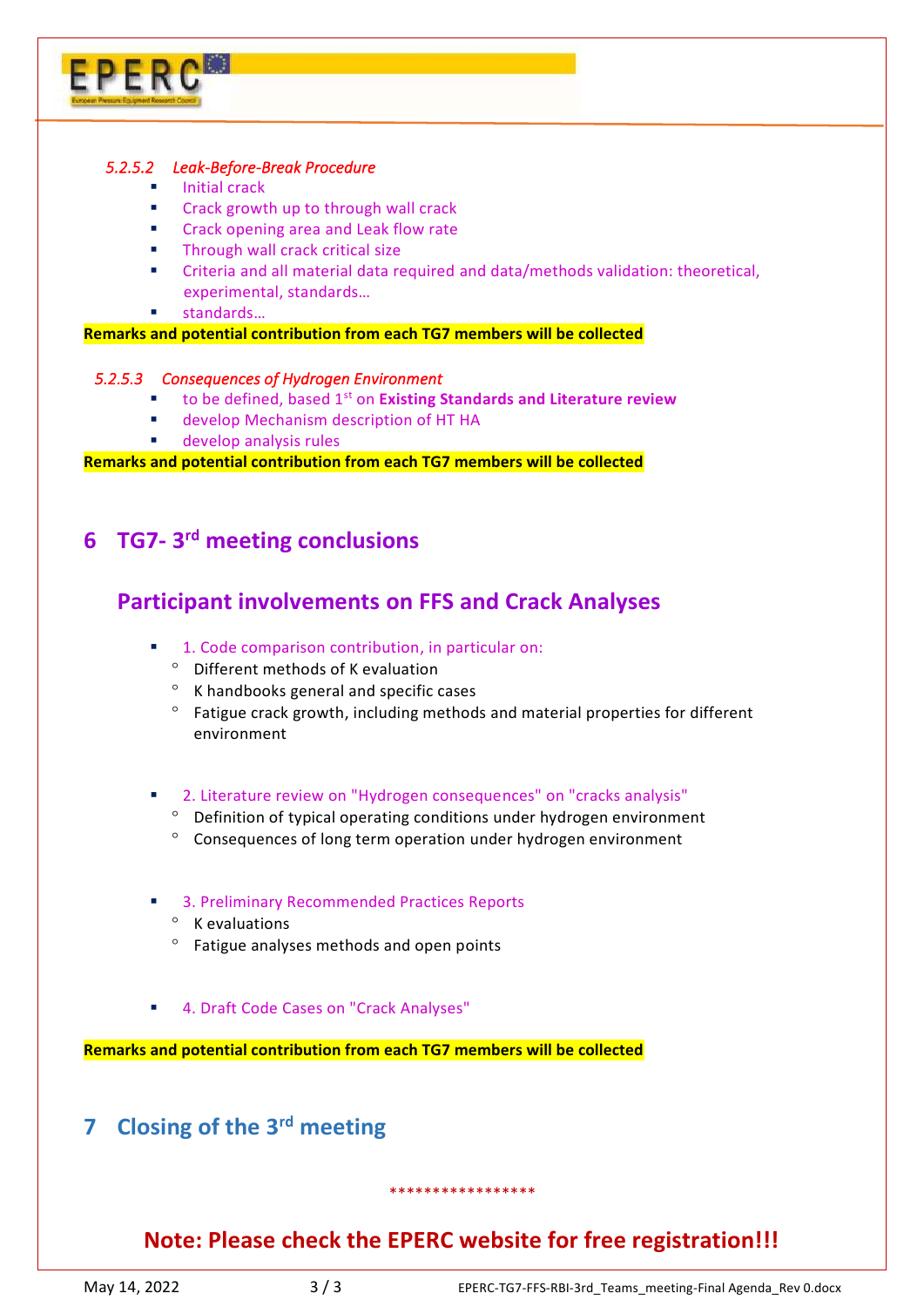#### 5.2.5.2 *Leak-Before-Break Procedure*

- Initial crack
- Crack growth up to through wall crack
- Crack opening area and Leak flow rate
- Through wall crack critical size
- Criteria and all material data required and data/methods validation: theoretical, experimental, standards…
- standards…

**Remarks and potential contribution from each TG7 members will be collected**

#### 5.2.5.3 *Consequences of Hydrogen Environment*

- to be defined, based 1st on **Existing Standards and Literature review**
- develop Mechanism description of HT HA
- develop analysis rules

**Remarks and potential contribution from each TG7 members will be collected**

# 6 TG7- 3rd meeting conclusions

## Participant involvements on FFS and Crack Analyses

- 1. Code comparison contribution, in particular on:
  - Different methods of K evaluation
  - K handbooks general and specific cases
  - Fatigue crack growth, including methods and material properties for different environment

- 2. Literature review on "Hydrogen consequences" on "cracks analysis"
  - Definition of typical operating conditions under hydrogen environment
  - Consequences of long term operation under hydrogen environment

- 3. Preliminary Recommended Practices Reports
  - K evaluations
  - Fatigue analyses methods and open points

- 4. Draft Code Cases on "Crack Analyses"

**Remarks and potential contribution from each TG7 members will be collected**

# 7 Closing of the 3rd meeting

*****************

**Note: Please check the EPERC website for free registration!!!**